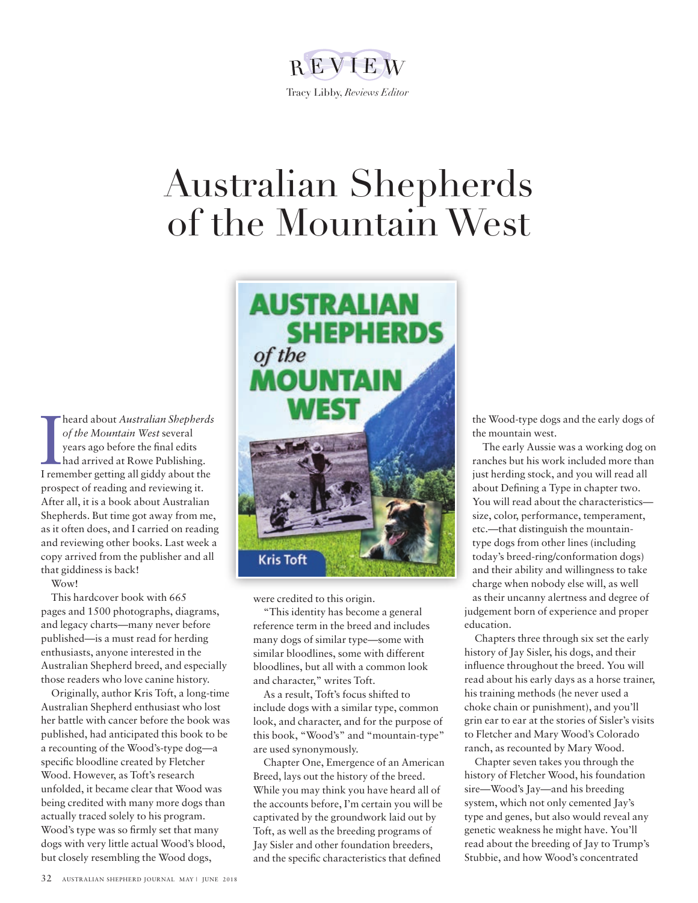REVIEW

Tracy Libby, *Reviews Editor*

# Australian Shepherds of the Mountain West

I heard about *Australian Shepherds of the Mountain West* several years ago before the final edits had arrived at Rowe Publishing. I remember getting all giddy about the prospect of reading and reviewing it. After all, it is a book about Australian Shepherds. But time got away from me, as it often does, and I carried on reading and reviewing other books. Last week a copy arrived from the publisher and all that giddiness is back!

Wow!

This hardcover book with 665 pages and 1500 photographs, diagrams, and legacy charts—many never before published—is a must read for herding enthusiasts, anyone interested in the Australian Shepherd breed, and especially those readers who love canine history.

Originally, author Kris Toft, a long-time Australian Shepherd enthusiast who lost her battle with cancer before the book was published, had anticipated this book to be a recounting of the Wood's-type dog—a specific bloodline created by Fletcher Wood. However, as Toft's research unfolded, it became clear that Wood was being credited with many more dogs than actually traced solely to his program. Wood's type was so firmly set that many dogs with very little actual Wood's blood, but closely resembling the Wood dogs, were credited to this origin.

"This identity has become a general reference term in the breed and includes many dogs of similar type—some with similar bloodlines, some with different bloodlines, but all with a common look and character," writes Toft.

As a result, Toft's focus shifted to include dogs with a similar type, common look, and character, and for the purpose of this book, "Wood's" and "mountain-type" are used synonymously.

Chapter One, Emergence of an American Breed, lays out the history of the breed. While you may think you have heard all of the accounts before, I'm certain you will be captivated by the groundwork laid out by Toft, as well as the breeding programs of Jay Sisler and other foundation breeders, and the specific characteristics that defined the Wood-type dogs and the early dogs of the mountain west.

The early Aussie was a working dog on ranches but his work included more than just herding stock, and you will read all about Defining a Type in chapter two. You will read about the characteristics—size, color, performance, temperament, etc.—that distinguish the mountain-type dogs from other lines (including today's breed-ring/conformation dogs) and their ability and willingness to take charge when nobody else will, as well as their uncanny alertness and degree of judgement born of experience and proper education.

Chapters three through six set the early history of Jay Sisler, his dogs, and their influence throughout the breed. You will read about his early days as a horse trainer, his training methods (he never used a choke chain or punishment), and you'll grin ear to ear at the stories of Sisler's visits to Fletcher and Mary Wood's Colorado ranch, as recounted by Mary Wood.

Chapter seven takes you through the history of Fletcher Wood, his foundation sire—Wood's Jay—and his breeding system, which not only cemented Jay's type and genes, but also would reveal any genetic weakness he might have. You'll read about the breeding of Jay to Trump's Stubbie, and how Wood's concentrated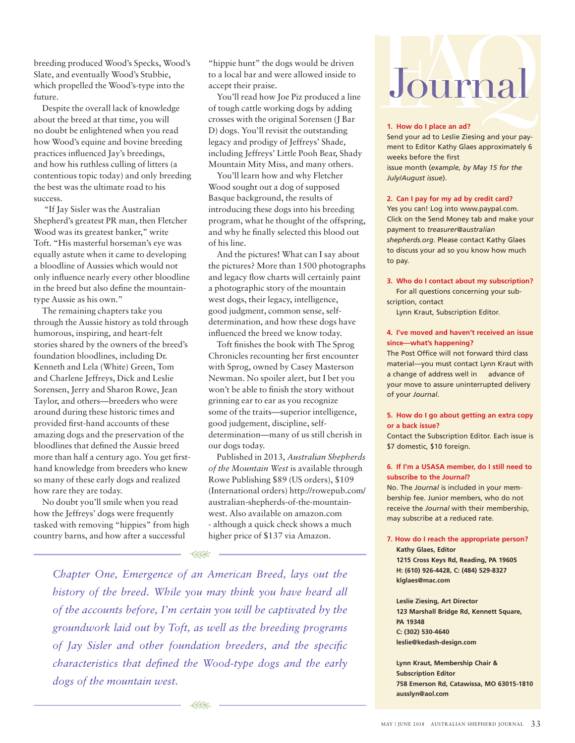breeding produced Wood's Specks, Wood's Slate, and eventually Wood's Stubbie, which propelled the Wood's-type into the future.

Despite the overall lack of knowledge about the breed at that time, you will no doubt be enlightened when you read how Wood's equine and bovine breeding practices influenced Jay's breedings, and how his ruthless culling of litters (a contentious topic today) and only breeding the best was the ultimate road to his success.

"If Jay Sisler was the Australian Shepherd's greatest PR man, then Fletcher Wood was its greatest banker," write Toft. "His masterful horseman's eye was equally astute when it came to developing a bloodline of Aussies which would not only influence nearly every other bloodline in the breed but also define the mountain-type Aussie as his own."

The remaining chapters take you through the Aussie history as told through humorous, inspiring, and heart-felt stories shared by the owners of the breed's foundation bloodlines, including Dr. Kenneth and Lela (White) Green, Tom and Charlene Jeffreys, Dick and Leslie Sorensen, Jerry and Sharon Rowe, Jean Taylor, and others—breeders who were around during these historic times and provided first-hand accounts of these amazing dogs and the preservation of the bloodlines that defined the Aussie breed more than half a century ago. You get first-hand knowledge from breeders who knew so many of these early dogs and realized how rare they are today.

No doubt you'll smile when you read how the Jeffreys' dogs were frequently tasked with removing "hippies" from high country barns, and how after a successful "hippie hunt" the dogs would be driven to a local bar and were allowed inside to accept their praise.

You'll read how Joe Piz produced a line of tough cattle working dogs by adding crosses with the original Sorensen (J Bar D) dogs. You'll revisit the outstanding legacy and prodigy of Jeffreys' Shade, including Jeffreys' Little Pooh Bear, Shady Mountain Mity Miss, and many others.

You'll learn how and why Fletcher Wood sought out a dog of supposed Basque background, the results of introducing these dogs into his breeding program, what he thought of the offspring, and why he finally selected this blood out of his line.

And the pictures! What can I say about the pictures? More than 1500 photographs and legacy flow charts will certainly paint a photographic story of the mountain west dogs, their legacy, intelligence, good judgment, common sense, self-determination, and how these dogs have influenced the breed we know today.

Toft finishes the book with The Sprog Chronicles recounting her first encounter with Sprog, owned by Casey Masterson Newman. No spoiler alert, but I bet you won't be able to finish the story without grinning ear to ear as you recognize some of the traits—superior intelligence, good judgement, discipline, self-determination—many of us still cherish in our dogs today.

Published in 2013, *Australian Shepherds of the Mountain West* is available through Rowe Publishing $89 (US orders), $109 (International orders) http://rowepub.com/australian-shepherds-of-the-mountain-west. Also available on amazon.com - although a quick check shows a much higher price of $137 via Amazon.

*Chapter One, Emergence of an American Breed, lays out the history of the breed. While you may think you have heard all of the accounts before, I'm certain you will be captivated by the groundwork laid out by Toft, as well as the breeding programs of Jay Sisler and other foundation breeders, and the specific characteristics that defined the Wood-type dogs and the early dogs of the mountain west.*

# Journal FAQ

**1. How do I place an ad?**
Send your ad to Leslie Ziesing and your payment to Editor Kathy Glaes approximately 6 weeks before the first issue month (*example, by May 15 for the July/August issue*).

**2. Can I pay for my ad by credit card?**
Yes you can! Log into www.paypal.com. Click on the Send Money tab and make your payment to *treasurer@australianshepherds.org*. Please contact Kathy Glaes to discuss your ad so you know how much to pay.

**3. Who do I contact about my subscription?**
For all questions concerning your subscription, contact Lynn Kraut, Subscription Editor.

**4. I've moved and haven't received an issue since—what's happening?**
The Post Office will not forward third class material—you must contact Lynn Kraut with a change of address well in advance of your move to assure uninterrupted delivery of your *Journal*.

**5. How do I go about getting an extra copy or a back issue?**
Contact the Subscription Editor. Each issue is $7 domestic, $10 foreign.

**6. If I'm a USASA member, do I still need to subscribe to the *Journal*?**
No. The *Journal* is included in your membership fee. Junior members, who do not receive the *Journal* with their membership, may subscribe at a reduced rate.

**7. How do I reach the appropriate person?**

**Kathy Glaes, Editor**
**1215 Cross Keys Rd, Reading, PA 19605**
**H: (610) 926-4428, C: (484) 529-8327**
**klglaes@mac.com**

**Leslie Ziesing, Art Director**
**123 Marshall Bridge Rd, Kennett Square, PA 19348**
**C: (302) 530-4640**
**leslie@kedash-design.com**

**Lynn Kraut, Membership Chair & Subscription Editor**
**758 Emerson Rd, Catawissa, MO 63015-1810**
**ausslyn@aol.com**